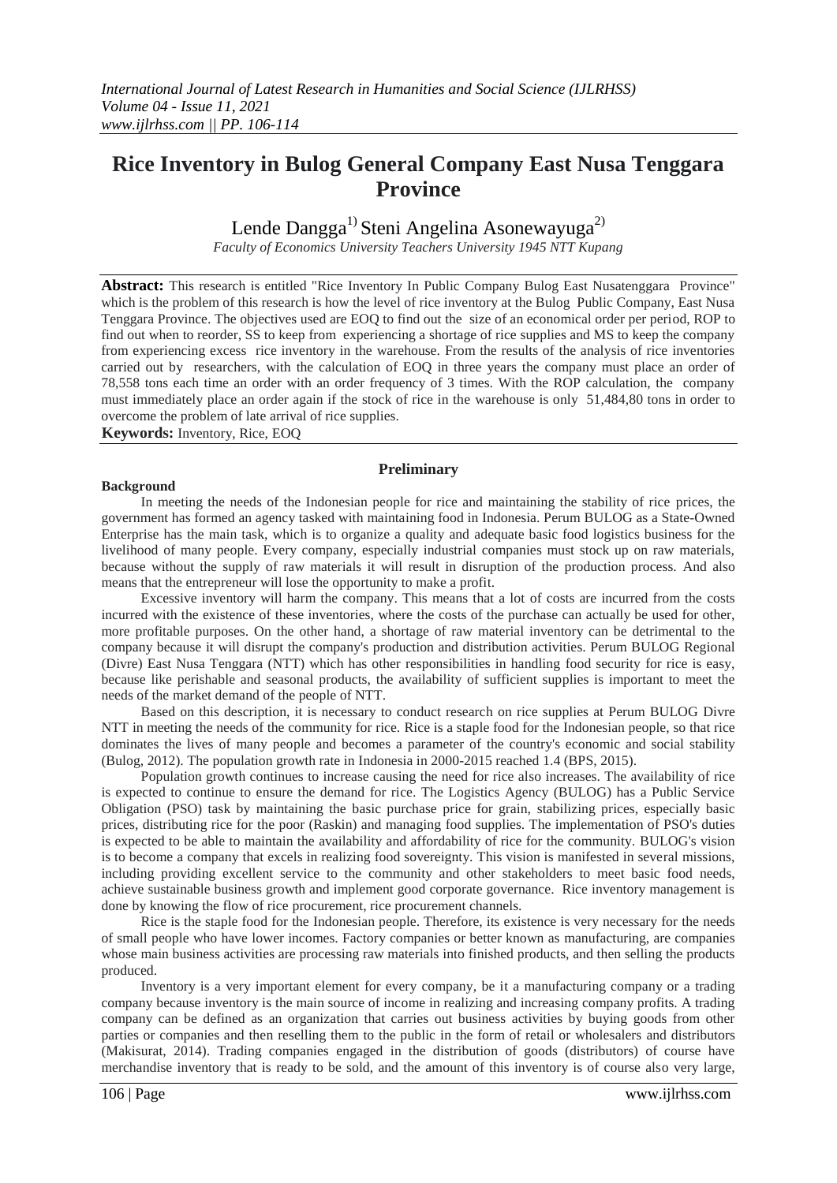# Rice Inventory in Bulog General Company East Nusa Tenggara Province

Lende Dangga[1)] Steni Angelina Asonewayuga[2)]

*Faculty of Economics University Teachers University 1945 NTT Kupang*

**Abstract:** This research is entitled "Rice Inventory In Public Company Bulog East Nusatenggara Province" which is the problem of this research is how the level of rice inventory at the Bulog Public Company, East Nusa Tenggara Province. The objectives used are EOQ to find out the size of an economical order per period, ROP to find out when to reorder, SS to keep from experiencing a shortage of rice supplies and MS to keep the company from experiencing excess rice inventory in the warehouse. From the results of the analysis of rice inventories carried out by researchers, with the calculation of EOQ in three years the company must place an order of 78,558 tons each time an order with an order frequency of 3 times. With the ROP calculation, the company must immediately place an order again if the stock of rice in the warehouse is only 51,484,80 tons in order to overcome the problem of late arrival of rice supplies.

**Keywords:** Inventory, Rice, EOQ

## Preliminary

### Background

In meeting the needs of the Indonesian people for rice and maintaining the stability of rice prices, the government has formed an agency tasked with maintaining food in Indonesia. Perum BULOG as a State-Owned Enterprise has the main task, which is to organize a quality and adequate basic food logistics business for the livelihood of many people. Every company, especially industrial companies must stock up on raw materials, because without the supply of raw materials it will result in disruption of the production process. And also means that the entrepreneur will lose the opportunity to make a profit.

Excessive inventory will harm the company. This means that a lot of costs are incurred from the costs incurred with the existence of these inventories, where the costs of the purchase can actually be used for other, more profitable purposes. On the other hand, a shortage of raw material inventory can be detrimental to the company because it will disrupt the company's production and distribution activities. Perum BULOG Regional (Divre) East Nusa Tenggara (NTT) which has other responsibilities in handling food security for rice is easy, because like perishable and seasonal products, the availability of sufficient supplies is important to meet the needs of the market demand of the people of NTT.

Based on this description, it is necessary to conduct research on rice supplies at Perum BULOG Divre NTT in meeting the needs of the community for rice. Rice is a staple food for the Indonesian people, so that rice dominates the lives of many people and becomes a parameter of the country's economic and social stability (Bulog, 2012). The population growth rate in Indonesia in 2000-2015 reached 1.4 (BPS, 2015).

Population growth continues to increase causing the need for rice also increases. The availability of rice is expected to continue to ensure the demand for rice. The Logistics Agency (BULOG) has a Public Service Obligation (PSO) task by maintaining the basic purchase price for grain, stabilizing prices, especially basic prices, distributing rice for the poor (Raskin) and managing food supplies. The implementation of PSO's duties is expected to be able to maintain the availability and affordability of rice for the community. BULOG's vision is to become a company that excels in realizing food sovereignty. This vision is manifested in several missions, including providing excellent service to the community and other stakeholders to meet basic food needs, achieve sustainable business growth and implement good corporate governance. Rice inventory management is done by knowing the flow of rice procurement, rice procurement channels.

Rice is the staple food for the Indonesian people. Therefore, its existence is very necessary for the needs of small people who have lower incomes. Factory companies or better known as manufacturing, are companies whose main business activities are processing raw materials into finished products, and then selling the products produced.

Inventory is a very important element for every company, be it a manufacturing company or a trading company because inventory is the main source of income in realizing and increasing company profits. A trading company can be defined as an organization that carries out business activities by buying goods from other parties or companies and then reselling them to the public in the form of retail or wholesalers and distributors (Makisurat, 2014). Trading companies engaged in the distribution of goods (distributors) of course have merchandise inventory that is ready to be sold, and the amount of this inventory is of course also very large,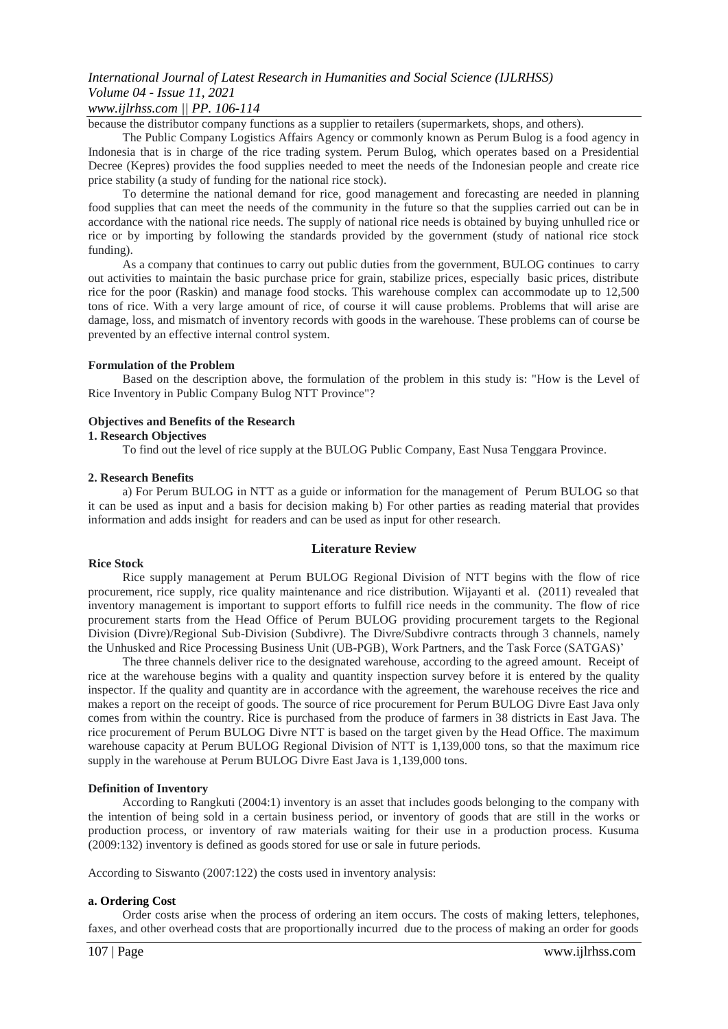because the distributor company functions as a supplier to retailers (supermarkets, shops, and others).

The Public Company Logistics Affairs Agency or commonly known as Perum Bulog is a food agency in Indonesia that is in charge of the rice trading system. Perum Bulog, which operates based on a Presidential Decree (Kepres) provides the food supplies needed to meet the needs of the Indonesian people and create rice price stability (a study of funding for the national rice stock).

To determine the national demand for rice, good management and forecasting are needed in planning food supplies that can meet the needs of the community in the future so that the supplies carried out can be in accordance with the national rice needs. The supply of national rice needs is obtained by buying unhulled rice or rice or by importing by following the standards provided by the government (study of national rice stock funding).

As a company that continues to carry out public duties from the government, BULOG continues to carry out activities to maintain the basic purchase price for grain, stabilize prices, especially basic prices, distribute rice for the poor (Raskin) and manage food stocks. This warehouse complex can accommodate up to 12,500 tons of rice. With a very large amount of rice, of course it will cause problems. Problems that will arise are damage, loss, and mismatch of inventory records with goods in the warehouse. These problems can of course be prevented by an effective internal control system.

**Formulation of the Problem**

Based on the description above, the formulation of the problem in this study is: "How is the Level of Rice Inventory in Public Company Bulog NTT Province"?

**Objectives and Benefits of the Research**

**1. Research Objectives**

To find out the level of rice supply at the BULOG Public Company, East Nusa Tenggara Province.

**2. Research Benefits**

a) For Perum BULOG in NTT as a guide or information for the management of Perum BULOG so that it can be used as input and a basis for decision making b) For other parties as reading material that provides information and adds insight for readers and can be used as input for other research.

## Literature Review

**Rice Stock**

Rice supply management at Perum BULOG Regional Division of NTT begins with the flow of rice procurement, rice supply, rice quality maintenance and rice distribution. Wijayanti et al. (2011) revealed that inventory management is important to support efforts to fulfill rice needs in the community. The flow of rice procurement starts from the Head Office of Perum BULOG providing procurement targets to the Regional Division (Divre)/Regional Sub-Division (Subdivre). The Divre/Subdivre contracts through 3 channels, namely the Unhusked and Rice Processing Business Unit (UB-PGB), Work Partners, and the Task Force (SATGAS)'

The three channels deliver rice to the designated warehouse, according to the agreed amount. Receipt of rice at the warehouse begins with a quality and quantity inspection survey before it is entered by the quality inspector. If the quality and quantity are in accordance with the agreement, the warehouse receives the rice and makes a report on the receipt of goods. The source of rice procurement for Perum BULOG Divre East Java only comes from within the country. Rice is purchased from the produce of farmers in 38 districts in East Java. The rice procurement of Perum BULOG Divre NTT is based on the target given by the Head Office. The maximum warehouse capacity at Perum BULOG Regional Division of NTT is 1,139,000 tons, so that the maximum rice supply in the warehouse at Perum BULOG Divre East Java is 1,139,000 tons.

**Definition of Inventory**

According to Rangkuti (2004:1) inventory is an asset that includes goods belonging to the company with the intention of being sold in a certain business period, or inventory of goods that are still in the works or production process, or inventory of raw materials waiting for their use in a production process. Kusuma (2009:132) inventory is defined as goods stored for use or sale in future periods.

According to Siswanto (2007:122) the costs used in inventory analysis:

**a. Ordering Cost**

Order costs arise when the process of ordering an item occurs. The costs of making letters, telephones, faxes, and other overhead costs that are proportionally incurred due to the process of making an order for goods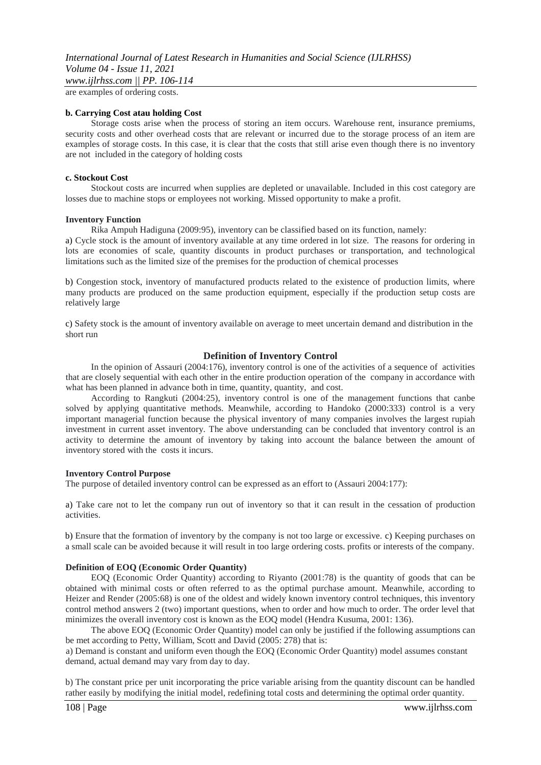are examples of ordering costs.

**b. Carrying Cost atau holding Cost**

Storage costs arise when the process of storing an item occurs. Warehouse rent, insurance premiums, security costs and other overhead costs that are relevant or incurred due to the storage process of an item are examples of storage costs. In this case, it is clear that the costs that still arise even though there is no inventory are not included in the category of holding costs

**c. Stockout Cost**

Stockout costs are incurred when supplies are depleted or unavailable. Included in this cost category are losses due to machine stops or employees not working. Missed opportunity to make a profit.

**Inventory Function**

Rika Ampuh Hadiguna (2009:95), inventory can be classified based on its function, namely:

a) Cycle stock is the amount of inventory available at any time ordered in lot size. The reasons for ordering in lots are economies of scale, quantity discounts in product purchases or transportation, and technological limitations such as the limited size of the premises for the production of chemical processes

b) Congestion stock, inventory of manufactured products related to the existence of production limits, where many products are produced on the same production equipment, especially if the production setup costs are relatively large

c) Safety stock is the amount of inventory available on average to meet uncertain demand and distribution in the short run

## Definition of Inventory Control

In the opinion of Assauri (2004:176), inventory control is one of the activities of a sequence of activities that are closely sequential with each other in the entire production operation of the company in accordance with what has been planned in advance both in time, quantity, quantity, and cost.

According to Rangkuti (2004:25), inventory control is one of the management functions that canbe solved by applying quantitative methods. Meanwhile, according to Handoko (2000:333) control is a very important managerial function because the physical inventory of many companies involves the largest rupiah investment in current asset inventory. The above understanding can be concluded that inventory control is an activity to determine the amount of inventory by taking into account the balance between the amount of inventory stored with the costs it incurs.

**Inventory Control Purpose**

The purpose of detailed inventory control can be expressed as an effort to (Assauri 2004:177):

a) Take care not to let the company run out of inventory so that it can result in the cessation of production activities.

b) Ensure that the formation of inventory by the company is not too large or excessive. c) Keeping purchases on a small scale can be avoided because it will result in too large ordering costs. profits or interests of the company.

**Definition of EOQ (Economic Order Quantity)**

EOQ (Economic Order Quantity) according to Riyanto (2001:78) is the quantity of goods that can be obtained with minimal costs or often referred to as the optimal purchase amount. Meanwhile, according to Heizer and Render (2005:68) is one of the oldest and widely known inventory control techniques, this inventory control method answers 2 (two) important questions, when to order and how much to order. The order level that minimizes the overall inventory cost is known as the EOQ model (Hendra Kusuma, 2001: 136).

The above EOQ (Economic Order Quantity) model can only be justified if the following assumptions can be met according to Petty, William, Scott and David (2005: 278) that is:

a) Demand is constant and uniform even though the EOQ (Economic Order Quantity) model assumes constant demand, actual demand may vary from day to day.

b) The constant price per unit incorporating the price variable arising from the quantity discount can be handled rather easily by modifying the initial model, redefining total costs and determining the optimal order quantity.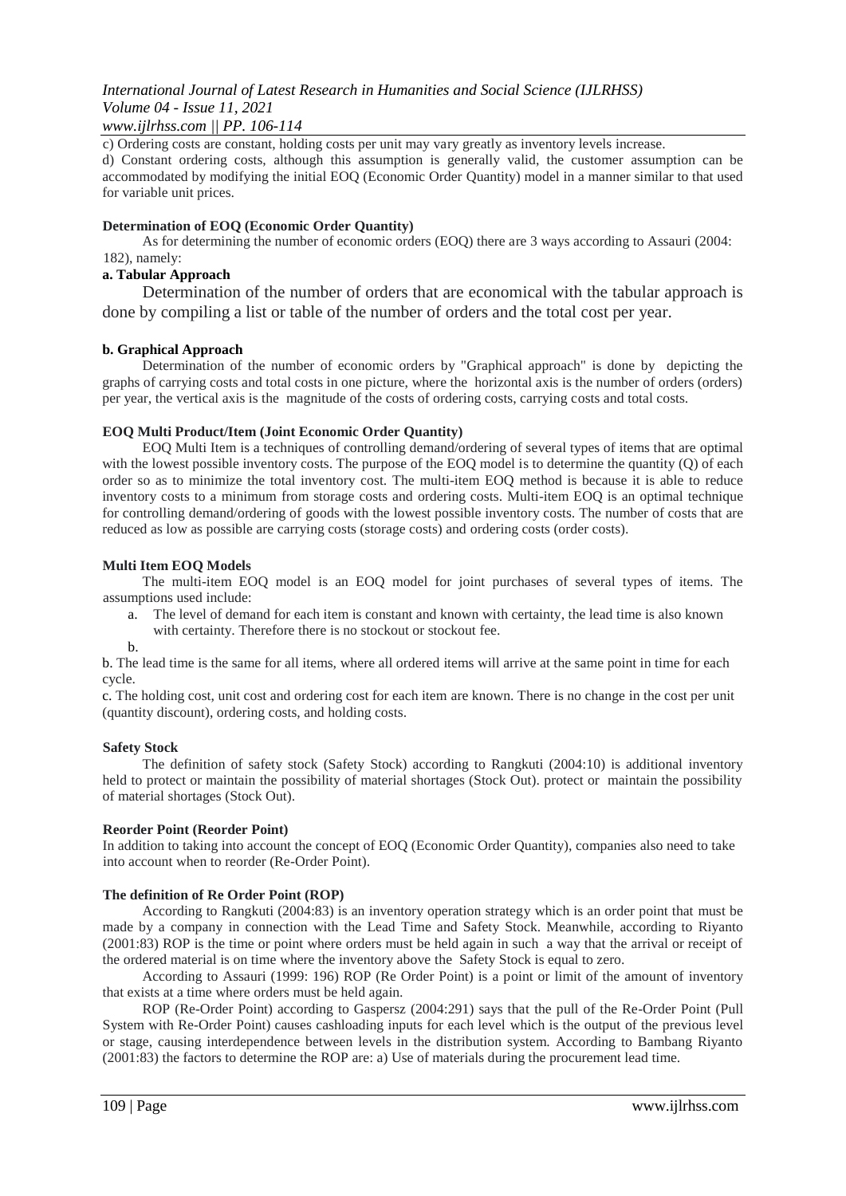c) Ordering costs are constant, holding costs per unit may vary greatly as inventory levels increase.

d) Constant ordering costs, although this assumption is generally valid, the customer assumption can be accommodated by modifying the initial EOQ (Economic Order Quantity) model in a manner similar to that used for variable unit prices.

**Determination of EOQ (Economic Order Quantity)**

As for determining the number of economic orders (EOQ) there are 3 ways according to Assauri (2004: 182), namely:

**a. Tabular Approach**

Determination of the number of orders that are economical with the tabular approach is done by compiling a list or table of the number of orders and the total cost per year.

**b. Graphical Approach**

Determination of the number of economic orders by "Graphical approach" is done by depicting the graphs of carrying costs and total costs in one picture, where the horizontal axis is the number of orders (orders) per year, the vertical axis is the magnitude of the costs of ordering costs, carrying costs and total costs.

**EOQ Multi Product/Item (Joint Economic Order Quantity)**

EOQ Multi Item is a techniques of controlling demand/ordering of several types of items that are optimal with the lowest possible inventory costs. The purpose of the EOQ model is to determine the quantity (Q) of each order so as to minimize the total inventory cost. The multi-item EOQ method is because it is able to reduce inventory costs to a minimum from storage costs and ordering costs. Multi-item EOQ is an optimal technique for controlling demand/ordering of goods with the lowest possible inventory costs. The number of costs that are reduced as low as possible are carrying costs (storage costs) and ordering costs (order costs).

**Multi Item EOQ Models**

The multi-item EOQ model is an EOQ model for joint purchases of several types of items. The assumptions used include:

a. The level of demand for each item is constant and known with certainty, the lead time is also known with certainty. Therefore there is no stockout or stockout fee.

b.

b. The lead time is the same for all items, where all ordered items will arrive at the same point in time for each cycle.

c. The holding cost, unit cost and ordering cost for each item are known. There is no change in the cost per unit (quantity discount), ordering costs, and holding costs.

**Safety Stock**

The definition of safety stock (Safety Stock) according to Rangkuti (2004:10) is additional inventory held to protect or maintain the possibility of material shortages (Stock Out). protect or maintain the possibility of material shortages (Stock Out).

**Reorder Point (Reorder Point)**

In addition to taking into account the concept of EOQ (Economic Order Quantity), companies also need to take into account when to reorder (Re-Order Point).

**The definition of Re Order Point (ROP)**

According to Rangkuti (2004:83) is an inventory operation strategy which is an order point that must be made by a company in connection with the Lead Time and Safety Stock. Meanwhile, according to Riyanto (2001:83) ROP is the time or point where orders must be held again in such a way that the arrival or receipt of the ordered material is on time where the inventory above the Safety Stock is equal to zero.

According to Assauri (1999: 196) ROP (Re Order Point) is a point or limit of the amount of inventory that exists at a time where orders must be held again.

ROP (Re-Order Point) according to Gaspersz (2004:291) says that the pull of the Re-Order Point (Pull System with Re-Order Point) causes cashloading inputs for each level which is the output of the previous level or stage, causing interdependence between levels in the distribution system. According to Bambang Riyanto (2001:83) the factors to determine the ROP are: a) Use of materials during the procurement lead time.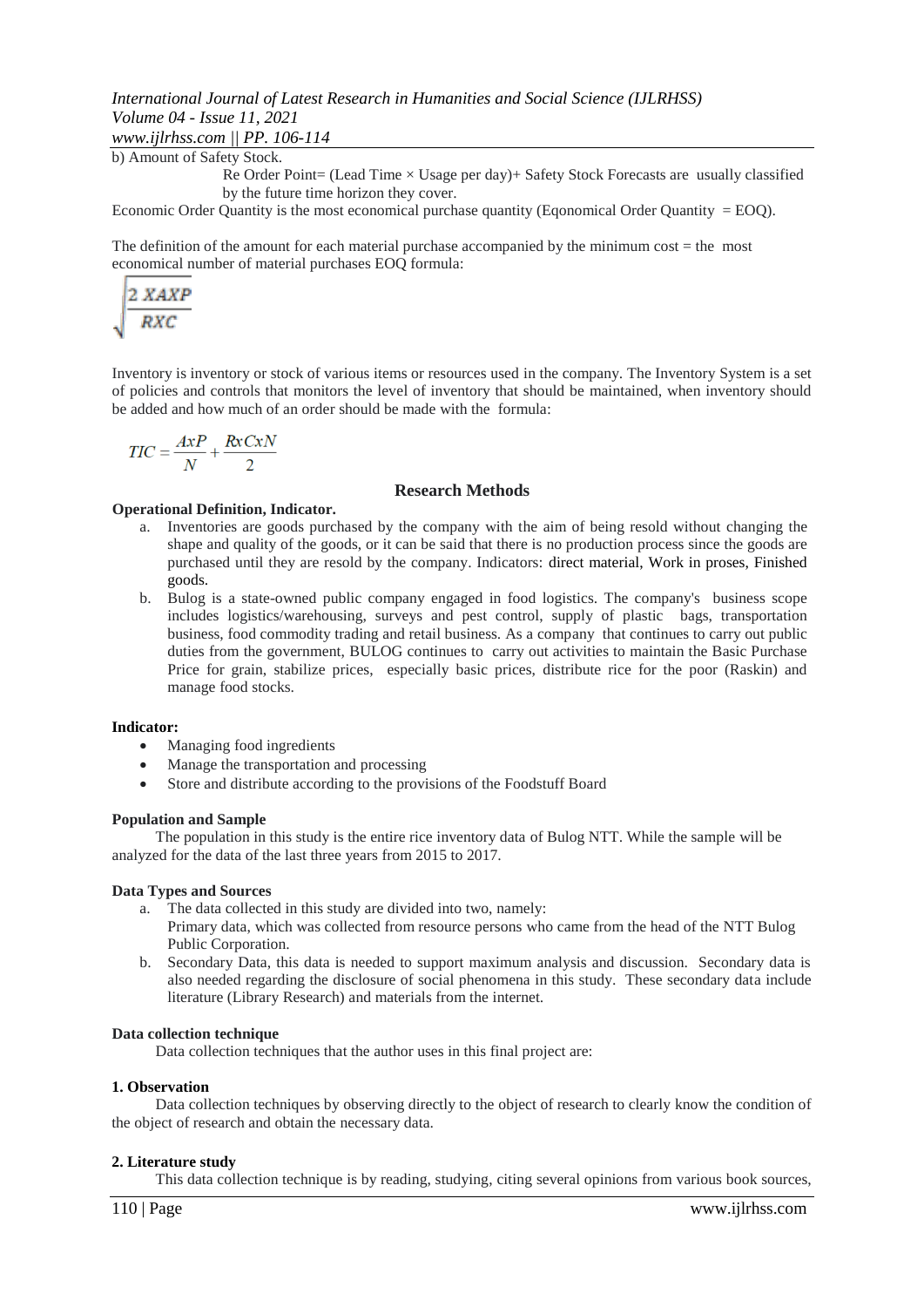b) Amount of Safety Stock.

Re Order Point= (Lead Time × Usage per day)+ Safety Stock Forecasts are usually classified by the future time horizon they cover.

Economic Order Quantity is the most economical purchase quantity (Eqonomical Order Quantity = EOQ).

The definition of the amount for each material purchase accompanied by the minimum cost = the most economical number of material purchases EOQ formula:

$$\sqrt{\frac{2\ XAXP}{RXC}}$$

Inventory is inventory or stock of various items or resources used in the company. The Inventory System is a set of policies and controls that monitors the level of inventory that should be maintained, when inventory should be added and how much of an order should be made with the formula:

$$TIC = \frac{AxP}{N} + \frac{RxCxN}{2}$$

## Research Methods

**Operational Definition, Indicator.**

a. Inventories are goods purchased by the company with the aim of being resold without changing the shape and quality of the goods, or it can be said that there is no production process since the goods are purchased until they are resold by the company. Indicators: direct material, Work in proses, Finished goods.

b. Bulog is a state-owned public company engaged in food logistics. The company's business scope includes logistics/warehousing, surveys and pest control, supply of plastic bags, transportation business, food commodity trading and retail business. As a company that continues to carry out public duties from the government, BULOG continues to carry out activities to maintain the Basic Purchase Price for grain, stabilize prices, especially basic prices, distribute rice for the poor (Raskin) and manage food stocks.

**Indicator:**

- Managing food ingredients
- Manage the transportation and processing
- Store and distribute according to the provisions of the Foodstuff Board

**Population and Sample**

The population in this study is the entire rice inventory data of Bulog NTT. While the sample will be analyzed for the data of the last three years from 2015 to 2017.

**Data Types and Sources**

a. The data collected in this study are divided into two, namely:
Primary data, which was collected from resource persons who came from the head of the NTT Bulog Public Corporation.

b. Secondary Data, this data is needed to support maximum analysis and discussion. Secondary data is also needed regarding the disclosure of social phenomena in this study. These secondary data include literature (Library Research) and materials from the internet.

**Data collection technique**

Data collection techniques that the author uses in this final project are:

**1. Observation**

Data collection techniques by observing directly to the object of research to clearly know the condition of the object of research and obtain the necessary data.

**2. Literature study**

This data collection technique is by reading, studying, citing several opinions from various book sources,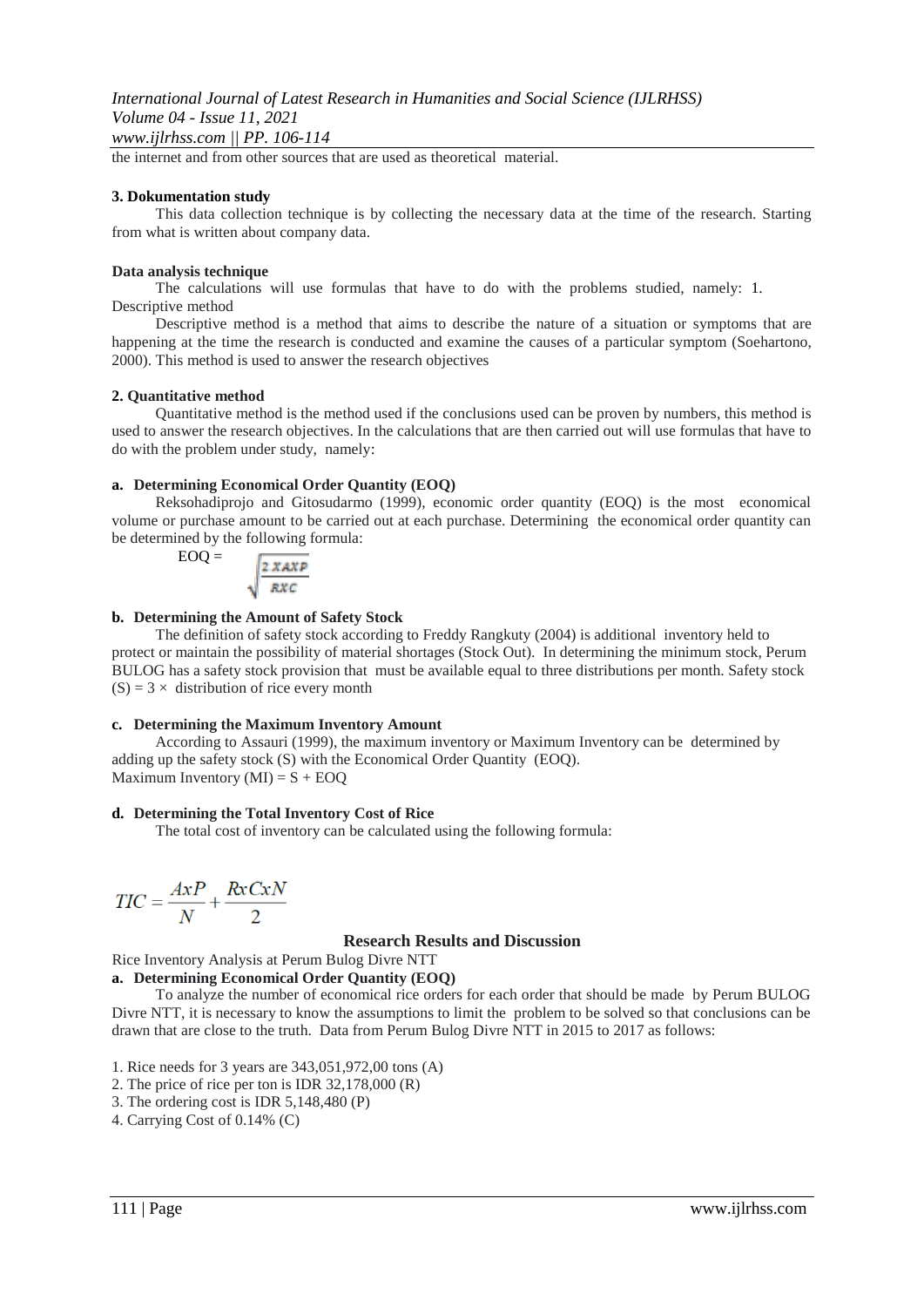the internet and from other sources that are used as theoretical material.

**3. Dokumentation study**

This data collection technique is by collecting the necessary data at the time of the research. Starting from what is written about company data.

**Data analysis technique**

The calculations will use formulas that have to do with the problems studied, namely: 1. Descriptive method

Descriptive method is a method that aims to describe the nature of a situation or symptoms that are happening at the time the research is conducted and examine the causes of a particular symptom (Soehartono, 2000). This method is used to answer the research objectives

**2. Quantitative method**

Quantitative method is the method used if the conclusions used can be proven by numbers, this method is used to answer the research objectives. In the calculations that are then carried out will use formulas that have to do with the problem under study, namely:

**a. Determining Economical Order Quantity (EOQ)**

Reksohadiprojo and Gitosudarmo (1999), economic order quantity (EOQ) is the most economical volume or purchase amount to be carried out at each purchase. Determining the economical order quantity can be determined by the following formula:

$$EOQ = \sqrt{\frac{2 \times A \times P}{R \times C}}$$

**b. Determining the Amount of Safety Stock**

The definition of safety stock according to Freddy Rangkuty (2004) is additional inventory held to protect or maintain the possibility of material shortages (Stock Out). In determining the minimum stock, Perum BULOG has a safety stock provision that must be available equal to three distributions per month. Safety stock $(S) = 3 \times$ distribution of rice every month

**c. Determining the Maximum Inventory Amount**

According to Assauri (1999), the maximum inventory or Maximum Inventory can be determined by adding up the safety stock (S) with the Economical Order Quantity (EOQ).
Maximum Inventory (MI) = S + EOQ

**d. Determining the Total Inventory Cost of Rice**

The total cost of inventory can be calculated using the following formula:

$$TIC = \frac{A x P}{N} + \frac{R x C x N}{2}$$

## Research Results and Discussion

Rice Inventory Analysis at Perum Bulog Divre NTT

**a. Determining Economical Order Quantity (EOQ)**

To analyze the number of economical rice orders for each order that should be made by Perum BULOG Divre NTT, it is necessary to know the assumptions to limit the problem to be solved so that conclusions can be drawn that are close to the truth. Data from Perum Bulog Divre NTT in 2015 to 2017 as follows:

1. Rice needs for 3 years are 343,051,972,00 tons (A)
2. The price of rice per ton is IDR 32,178,000 (R)
3. The ordering cost is IDR 5,148,480 (P)
4. Carrying Cost of 0.14% (C)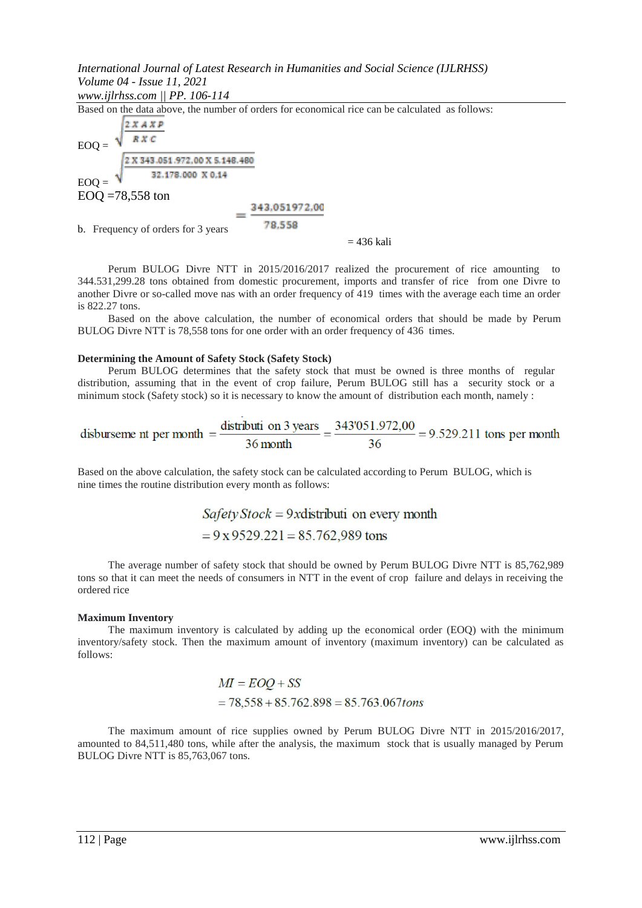Based on the data above, the number of orders for economical rice can be calculated as follows:

$$EOQ = \sqrt{\frac{2 X A X P}{R X C}}$$

$$EOQ = \sqrt{\frac{2 X 343.051.972,00 X 5.148.480}{32.178.000 X 0,14}}$$

EOQ =78,558 ton

b. Frequency of orders for 3 years $= \frac{343,051972,00}{78,558}$

= 436 kali

Perum BULOG Divre NTT in 2015/2016/2017 realized the procurement of rice amounting to 344.531,299.28 tons obtained from domestic procurement, imports and transfer of rice from one Divre to another Divre or so-called move nas with an order frequency of 419 times with the average each time an order is 822.27 tons.

Based on the above calculation, the number of economical orders that should be made by Perum BULOG Divre NTT is 78,558 tons for one order with an order frequency of 436 times.

**Determining the Amount of Safety Stock (Safety Stock)**

Perum BULOG determines that the safety stock that must be owned is three months of regular distribution, assuming that in the event of crop failure, Perum BULOG still has a security stock or a minimum stock (Safety stock) so it is necessary to know the amount of distribution each month, namely :

$$\text{disburseme nt per month} = \frac{\text{distributi on 3 years}}{36 \text{ month}} = \frac{343'051.972,00}{36} = 9.529.211 \text{ tons per month}$$

Based on the above calculation, the safety stock can be calculated according to Perum BULOG, which is nine times the routine distribution every month as follows:

$$Safety\,Stock = 9x\text{distributi on every month}$$
$$= 9 \text{ x } 9529.221 = 85.762,989 \text{ tons}$$

The average number of safety stock that should be owned by Perum BULOG Divre NTT is 85,762,989 tons so that it can meet the needs of consumers in NTT in the event of crop failure and delays in receiving the ordered rice

**Maximum Inventory**

The maximum inventory is calculated by adding up the economical order (EOQ) with the minimum inventory/safety stock. Then the maximum amount of inventory (maximum inventory) can be calculated as follows:

$$MI = EOQ + SS$$
$$= 78,558 + 85.762.898 = 85.763.067 tons$$

The maximum amount of rice supplies owned by Perum BULOG Divre NTT in 2015/2016/2017, amounted to 84,511,480 tons, while after the analysis, the maximum stock that is usually managed by Perum BULOG Divre NTT is 85,763,067 tons.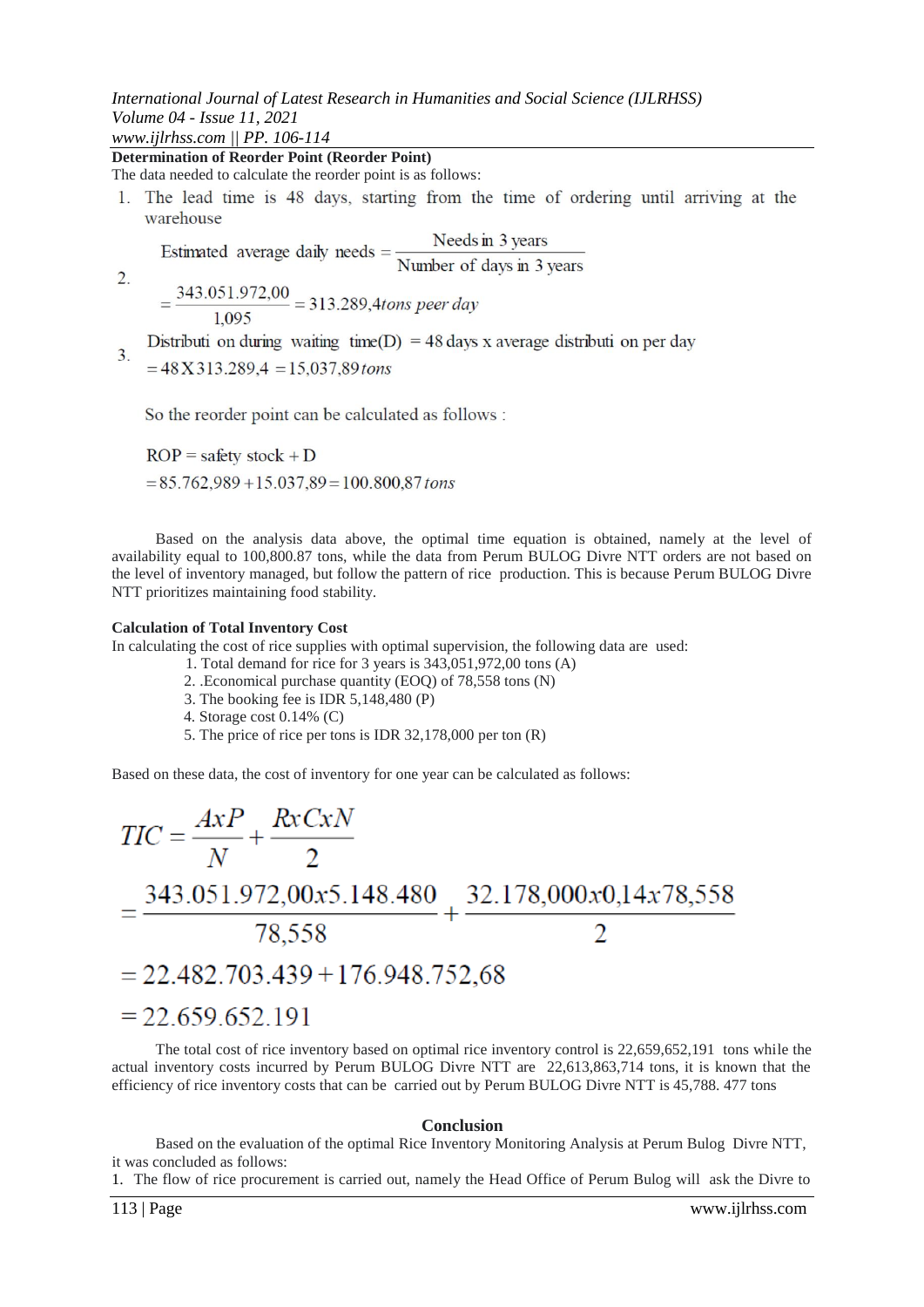**Determination of Reorder Point (Reorder Point)**

The data needed to calculate the reorder point is as follows:

1. The lead time is 48 days, starting from the time of ordering until arriving at the warehouse

2. $$\text{Estimated average daily needs} = \frac{\text{Needs in 3 years}}{\text{Number of days in 3 years}}$$
   $$= \frac{343.051.972{,}00}{1{,}095} = 313.289{,}4 \textit{ tons peer day}$$

3. $$\text{Distribution during waiting time(D)} = 48 \text{ days x average distribution per day}$$
   $$= 48 \text{X} 313.289{,}4 = 15{,}037{,}89 \textit{ tons}$$

So the reorder point can be calculated as follows :

$$\text{ROP} = \text{safety stock} + \text{D}$$
$$= 85.762{,}989 + 15.037{,}89 = 100.800{,}87 \textit{ tons}$$

Based on the analysis data above, the optimal time equation is obtained, namely at the level of availability equal to 100,800.87 tons, while the data from Perum BULOG Divre NTT orders are not based on the level of inventory managed, but follow the pattern of rice production. This is because Perum BULOG Divre NTT prioritizes maintaining food stability.

**Calculation of Total Inventory Cost**

In calculating the cost of rice supplies with optimal supervision, the following data are used:

1. Total demand for rice for 3 years is 343,051,972,00 tons (A)
2. .Economical purchase quantity (EOQ) of 78,558 tons (N)
3. The booking fee is IDR 5,148,480 (P)
4. Storage cost 0.14% (C)
5. The price of rice per tons is IDR 32,178,000 per ton (R)

Based on these data, the cost of inventory for one year can be calculated as follows:

$$TIC = \frac{AxP}{N} + \frac{RxCxN}{2}$$
$$= \frac{343.051.972{,}00x5.148.480}{78{,}558} + \frac{32.178{,}000x0{,}14x78{,}558}{2}$$
$$= 22.482.703.439 + 176.948.752{,}68$$
$$= 22.659.652.191$$

The total cost of rice inventory based on optimal rice inventory control is 22,659,652,191 tons while the actual inventory costs incurred by Perum BULOG Divre NTT are 22,613,863,714 tons, it is known that the efficiency of rice inventory costs that can be carried out by Perum BULOG Divre NTT is 45,788. 477 tons

## Conclusion

Based on the evaluation of the optimal Rice Inventory Monitoring Analysis at Perum Bulog Divre NTT, it was concluded as follows:

1. The flow of rice procurement is carried out, namely the Head Office of Perum Bulog will ask the Divre to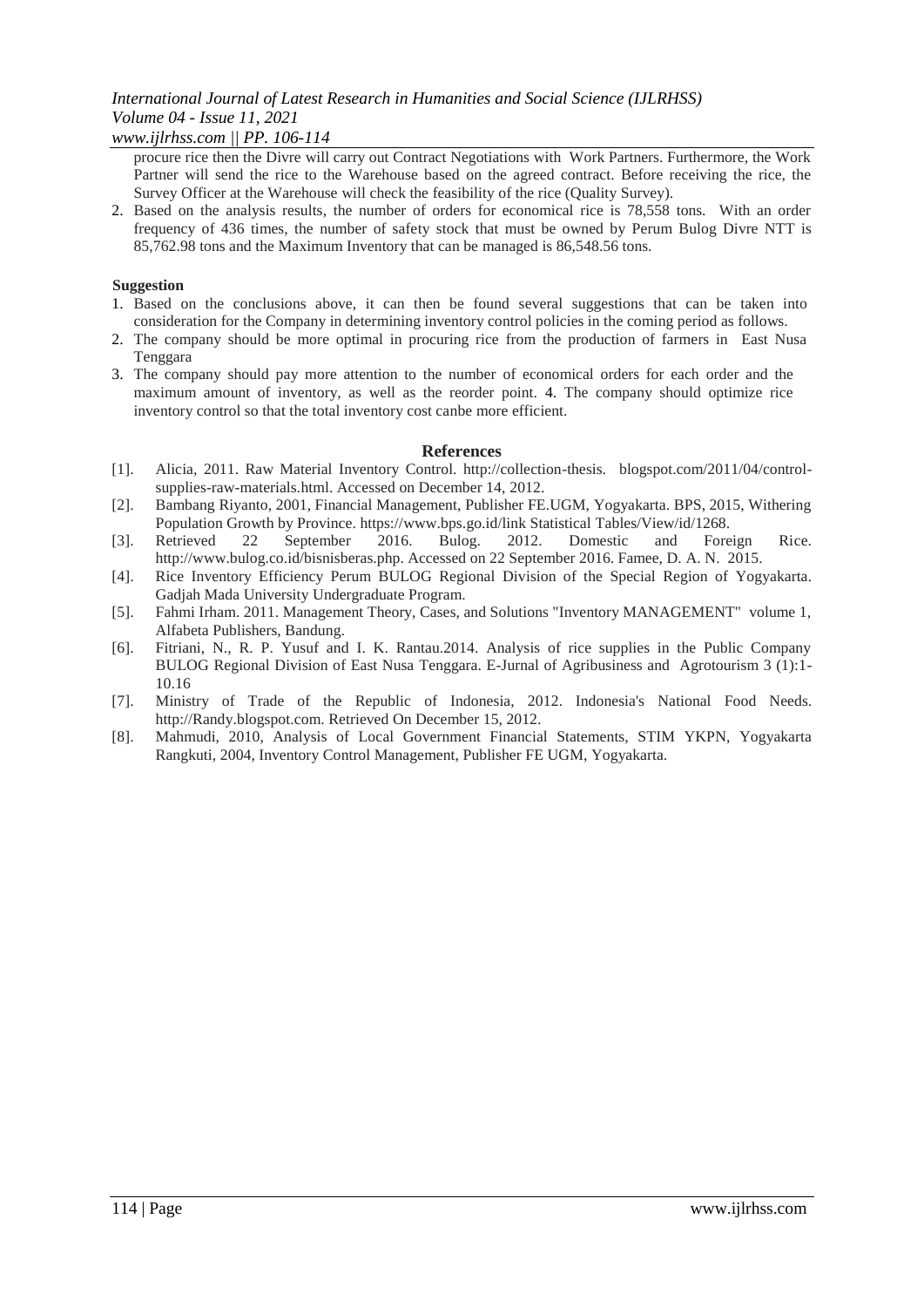procure rice then the Divre will carry out Contract Negotiations with Work Partners. Furthermore, the Work Partner will send the rice to the Warehouse based on the agreed contract. Before receiving the rice, the Survey Officer at the Warehouse will check the feasibility of the rice (Quality Survey).

2. Based on the analysis results, the number of orders for economical rice is 78,558 tons. With an order frequency of 436 times, the number of safety stock that must be owned by Perum Bulog Divre NTT is 85,762.98 tons and the Maximum Inventory that can be managed is 86,548.56 tons.

**Suggestion**

1. Based on the conclusions above, it can then be found several suggestions that can be taken into consideration for the Company in determining inventory control policies in the coming period as follows.
2. The company should be more optimal in procuring rice from the production of farmers in East Nusa Tenggara
3. The company should pay more attention to the number of economical orders for each order and the maximum amount of inventory, as well as the reorder point. 4. The company should optimize rice inventory control so that the total inventory cost canbe more efficient.

## References

[1]. Alicia, 2011. Raw Material Inventory Control. http://collection-thesis. blogspot.com/2011/04/control-supplies-raw-materials.html. Accessed on December 14, 2012.

[2]. Bambang Riyanto, 2001, Financial Management, Publisher FE.UGM, Yogyakarta. BPS, 2015, Withering Population Growth by Province. https://www.bps.go.id/link Statistical Tables/View/id/1268.

[3]. Retrieved 22 September 2016. Bulog. 2012. Domestic and Foreign Rice. http://www.bulog.co.id/bisnisberas.php. Accessed on 22 September 2016. Famee, D. A. N. 2015.

[4]. Rice Inventory Efficiency Perum BULOG Regional Division of the Special Region of Yogyakarta. Gadjah Mada University Undergraduate Program.

[5]. Fahmi Irham. 2011. Management Theory, Cases, and Solutions "Inventory MANAGEMENT" volume 1, Alfabeta Publishers, Bandung.

[6]. Fitriani, N., R. P. Yusuf and I. K. Rantau.2014. Analysis of rice supplies in the Public Company BULOG Regional Division of East Nusa Tenggara. E-Jurnal of Agribusiness and Agrotourism 3 (1):1-10.16

[7]. Ministry of Trade of the Republic of Indonesia, 2012. Indonesia's National Food Needs. http://Randy.blogspot.com. Retrieved On December 15, 2012.

[8]. Mahmudi, 2010, Analysis of Local Government Financial Statements, STIM YKPN, Yogyakarta Rangkuti, 2004, Inventory Control Management, Publisher FE UGM, Yogyakarta.